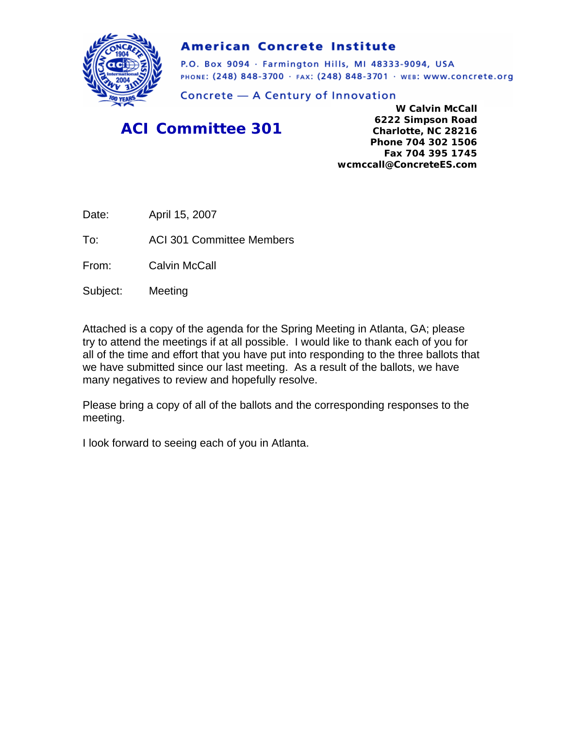**American Concrete Institute**

P.O. Box 9094 · Farmington Hills, MI 48333-9094, USA
PHONE: (248) 848-3700 · FAX: (248) 848-3701 · WEB: www.concrete.org

Concrete — A Century of Innovation

# ACI Committee 301

**W Calvin McCall**
**6222 Simpson Road**
**Charlotte, NC 28216**
**Phone 704 302 1506**
**Fax 704 395 1745**
**wcmccall@ConcreteES.com**

Date: April 15, 2007

To: ACI 301 Committee Members

From: Calvin McCall

Subject: Meeting

Attached is a copy of the agenda for the Spring Meeting in Atlanta, GA; please try to attend the meetings if at all possible. I would like to thank each of you for all of the time and effort that you have put into responding to the three ballots that we have submitted since our last meeting. As a result of the ballots, we have many negatives to review and hopefully resolve.

Please bring a copy of all of the ballots and the corresponding responses to the meeting.

I look forward to seeing each of you in Atlanta.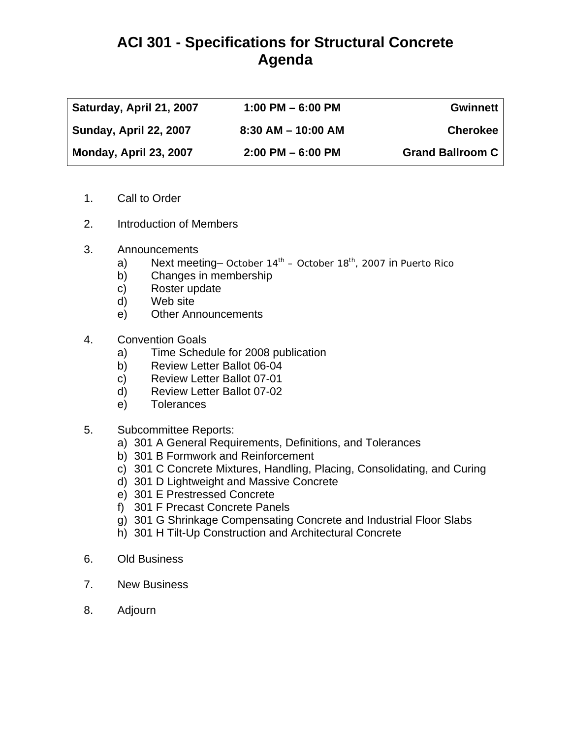# ACI 301 - Specifications for Structural Concrete
# Agenda

| | | |
|---|---|---|
| **Saturday, April 21, 2007** | **1:00 PM – 6:00 PM** | **Gwinnett** |
| **Sunday, April 22, 2007** | **8:30 AM – 10:00 AM** | **Cherokee** |
| **Monday, April 23, 2007** | **2:00 PM – 6:00 PM** | **Grand Ballroom C** |

1. Call to Order

2. Introduction of Members

3. Announcements
   a) Next meeting– October 14th – October 18th, 2007 in Puerto Rico
   b) Changes in membership
   c) Roster update
   d) Web site
   e) Other Announcements

4. Convention Goals
   a) Time Schedule for 2008 publication
   b) Review Letter Ballot 06-04
   c) Review Letter Ballot 07-01
   d) Review Letter Ballot 07-02
   e) Tolerances

5. Subcommittee Reports:
   a) 301 A General Requirements, Definitions, and Tolerances
   b) 301 B Formwork and Reinforcement
   c) 301 C Concrete Mixtures, Handling, Placing, Consolidating, and Curing
   d) 301 D Lightweight and Massive Concrete
   e) 301 E Prestressed Concrete
   f) 301 F Precast Concrete Panels
   g) 301 G Shrinkage Compensating Concrete and Industrial Floor Slabs
   h) 301 H Tilt-Up Construction and Architectural Concrete

6. Old Business

7. New Business

8. Adjourn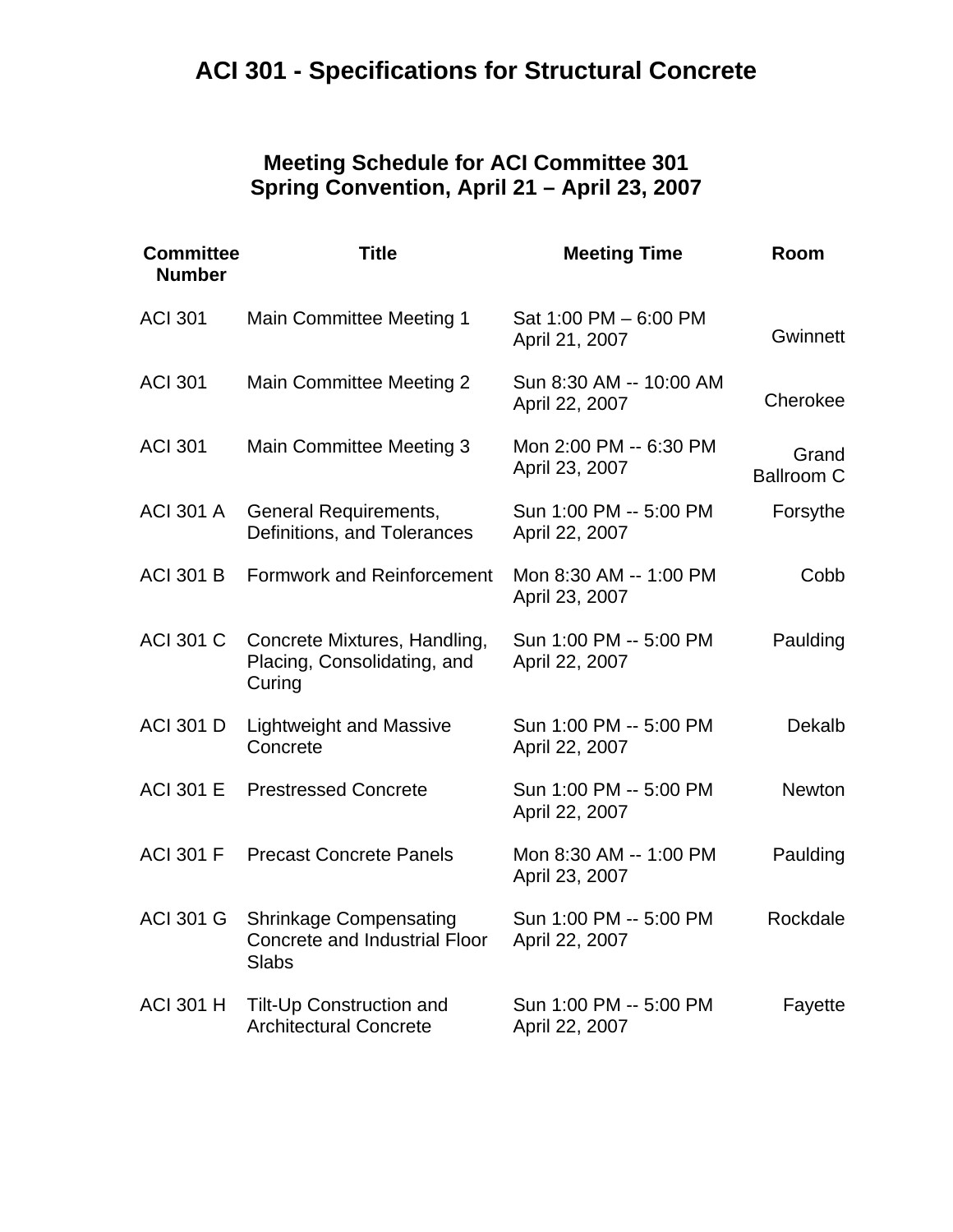# ACI 301 - Specifications for Structural Concrete

## Meeting Schedule for ACI Committee 301
## Spring Convention, April 21 – April 23, 2007

| Committee Number | Title | Meeting Time | Room |
|---|---|---|---|
| ACI 301 | Main Committee Meeting 1 | Sat 1:00 PM – 6:00 PM April 21, 2007 | Gwinnett |
| ACI 301 | Main Committee Meeting 2 | Sun 8:30 AM -- 10:00 AM April 22, 2007 | Cherokee |
| ACI 301 | Main Committee Meeting 3 | Mon 2:00 PM -- 6:30 PM April 23, 2007 | Grand Ballroom C |
| ACI 301 A | General Requirements, Definitions, and Tolerances | Sun 1:00 PM -- 5:00 PM April 22, 2007 | Forsythe |
| ACI 301 B | Formwork and Reinforcement | Mon 8:30 AM -- 1:00 PM April 23, 2007 | Cobb |
| ACI 301 C | Concrete Mixtures, Handling, Placing, Consolidating, and Curing | Sun 1:00 PM -- 5:00 PM April 22, 2007 | Paulding |
| ACI 301 D | Lightweight and Massive Concrete | Sun 1:00 PM -- 5:00 PM April 22, 2007 | Dekalb |
| ACI 301 E | Prestressed Concrete | Sun 1:00 PM -- 5:00 PM April 22, 2007 | Newton |
| ACI 301 F | Precast Concrete Panels | Mon 8:30 AM -- 1:00 PM April 23, 2007 | Paulding |
| ACI 301 G | Shrinkage Compensating Concrete and Industrial Floor Slabs | Sun 1:00 PM -- 5:00 PM April 22, 2007 | Rockdale |
| ACI 301 H | Tilt-Up Construction and Architectural Concrete | Sun 1:00 PM -- 5:00 PM April 22, 2007 | Fayette |